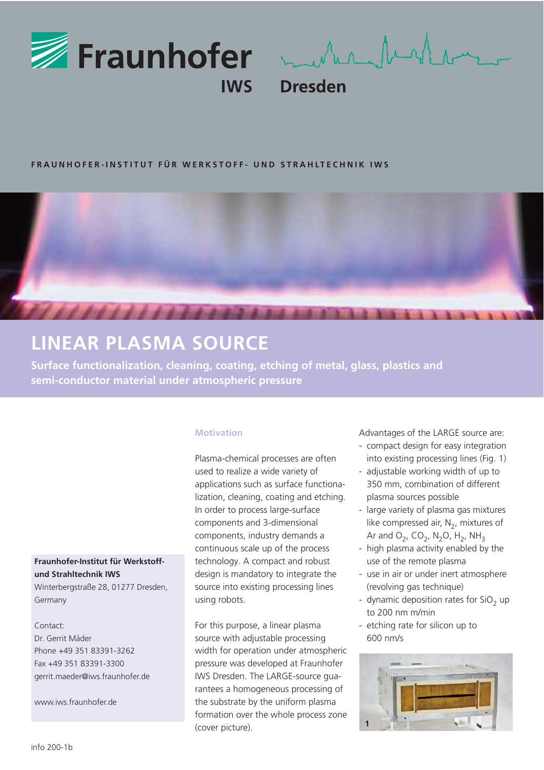Fraunhofer

IWS Dresden

FRAUNHOFER-INSTITUT FÜR WERKSTOFF- UND STRAHLTECHNIK IWS

# LINEAR PLASMA SOURCE

**Surface functionalization, cleaning, coating, etching of metal, glass, plastics and semi-conductor material under atmospheric pressure**

## Motivation

Plasma-chemical processes are often used to realize a wide variety of applications such as surface functionalization, cleaning, coating and etching. In order to process large-surface components and 3-dimensional components, industry demands a continuous scale up of the process technology. A compact and robust design is mandatory to integrate the source into existing processing lines using robots.

For this purpose, a linear plasma source with adjustable processing width for operation under atmospheric pressure was developed at Fraunhofer IWS Dresden. The LARGE-source guarantees a homogeneous processing of the substrate by the uniform plasma formation over the whole process zone (cover picture).

Advantages of the LARGE source are:

- compact design for easy integration into existing processing lines (Fig. 1)
- adjustable working width of up to 350 mm, combination of different plasma sources possible
- large variety of plasma gas mixtures like compressed air, $N_2$, mixtures of Ar and $O_2$, $CO_2$, $N_2O$, $H_2$, $NH_3$
- high plasma activity enabled by the use of the remote plasma
- use in air or under inert atmosphere (revolving gas technique)
- dynamic deposition rates for $SiO_2$ up to 200 nm m/min
- etching rate for silicon up to 600 nm/s

1

**Fraunhofer-Institut für Werkstoff- und Strahltechnik IWS**
Winterbergstraße 28, 01277 Dresden, Germany

Contact:
Dr. Gerrit Mäder
Phone +49 351 83391-3262
Fax +49 351 83391-3300
gerrit.maeder@iws.fraunhofer.de

www.iws.fraunhofer.de

info 200-1b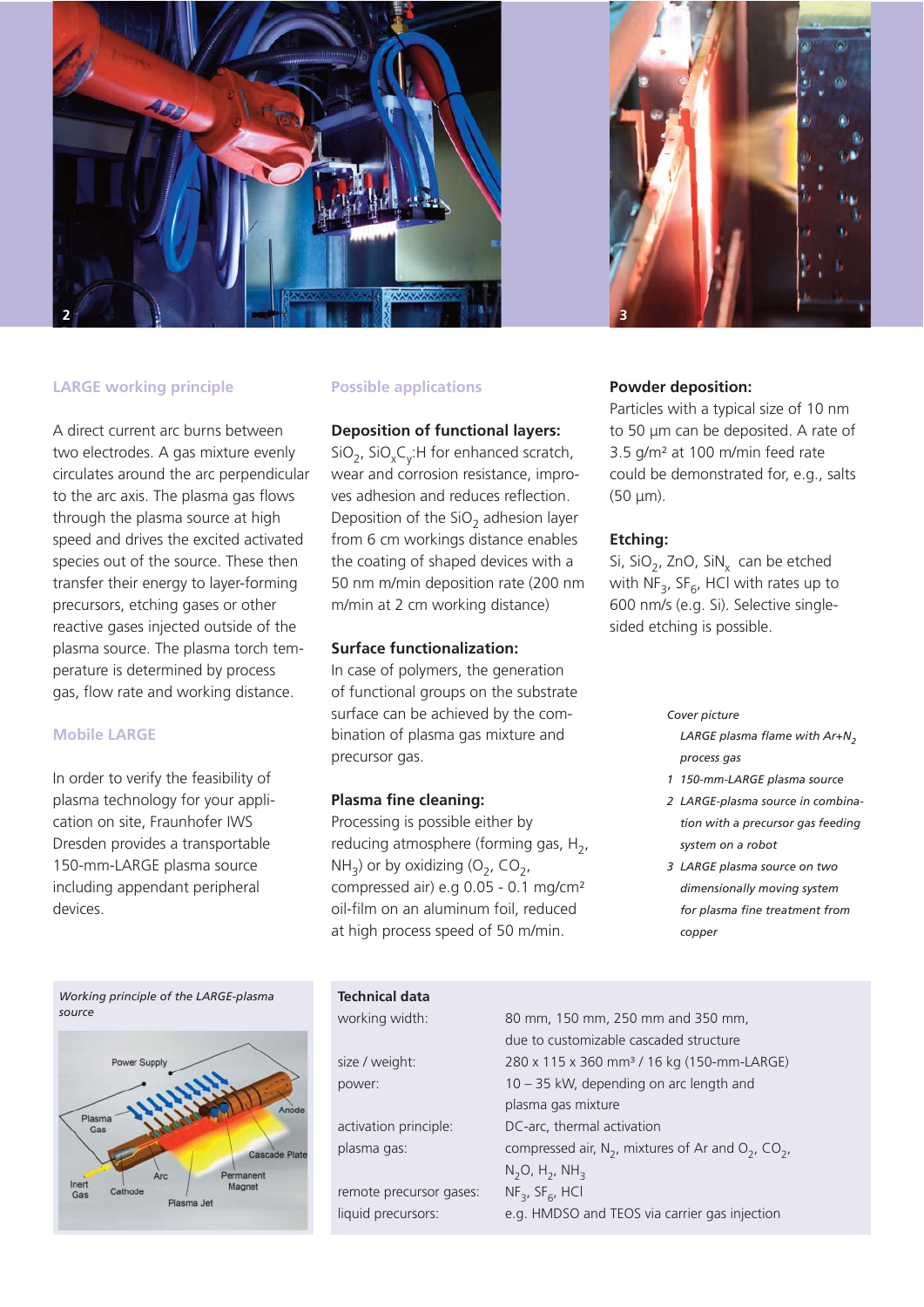## LARGE working principle

A direct current arc burns between two electrodes. A gas mixture evenly circulates around the arc perpendicular to the arc axis. The plasma gas flows through the plasma source at high speed and drives the excited activated species out of the source. These then transfer their energy to layer-forming precursors, etching gases or other reactive gases injected outside of the plasma source. The plasma torch temperature is determined by process gas, flow rate and working distance.

## Mobile LARGE

In order to verify the feasibility of plasma technology for your application on site, Fraunhofer IWS Dresden provides a transportable 150-mm-LARGE plasma source including appendant peripheral devices.

## Possible applications

**Deposition of functional layers:**
$SiO_2$, $SiO_xC_y$:H for enhanced scratch, wear and corrosion resistance, improves adhesion and reduces reflection. Deposition of the $SiO_2$ adhesion layer from 6 cm workings distance enables the coating of shaped devices with a 50 nm m/min deposition rate (200 nm m/min at 2 cm working distance)

**Surface functionalization:**
In case of polymers, the generation of functional groups on the substrate surface can be achieved by the combination of plasma gas mixture and precursor gas.

**Plasma fine cleaning:**
Processing is possible either by reducing atmosphere (forming gas, $H_2$, $NH_3$) or by oxidizing ($O_2$, $CO_2$, compressed air) e.g 0.05 - 0.1 mg/cm² oil-film on an aluminum foil, reduced at high process speed of 50 m/min.

**Powder deposition:**
Particles with a typical size of 10 nm to 50 µm can be deposited. A rate of 3.5 g/m² at 100 m/min feed rate could be demonstrated for, e.g., salts (50 µm).

**Etching:**
Si, $SiO_2$, ZnO, $SiN_x$ can be etched with $NF_3$, $SF_6$, HCl with rates up to 600 nm/s (e.g. Si). Selective single-sided etching is possible.

*Cover picture*
*LARGE plasma flame with Ar+$N_2$ process gas*
*1 150-mm-LARGE plasma source*
*2 LARGE-plasma source in combination with a precursor gas feeding system on a robot*
*3 LARGE plasma source on two dimensionally moving system for plasma fine treatment from copper*

*Working principle of the LARGE-plasma source*

Power Supply
Plasma Gas
Anode
Cascade Plate
Arc
Permanent Magnet
Inert Gas
Cathode
Plasma Jet

**Technical data**

| | |
|---|---|
| working width: | 80 mm, 150 mm, 250 mm and 350 mm, due to customizable cascaded structure |
| size / weight: | 280 x 115 x 360 mm³ / 16 kg (150-mm-LARGE) |
| power: | 10 – 35 kW, depending on arc length and plasma gas mixture |
| activation principle: | DC-arc, thermal activation |
| plasma gas: | compressed air, $N_2$, mixtures of Ar and $O_2$, $CO_2$, $N_2O$, $H_2$, $NH_3$ |
| remote precursor gases: | $NF_3$, $SF_6$, HCl |
| liquid precursors: | e.g. HMDSO and TEOS via carrier gas injection |